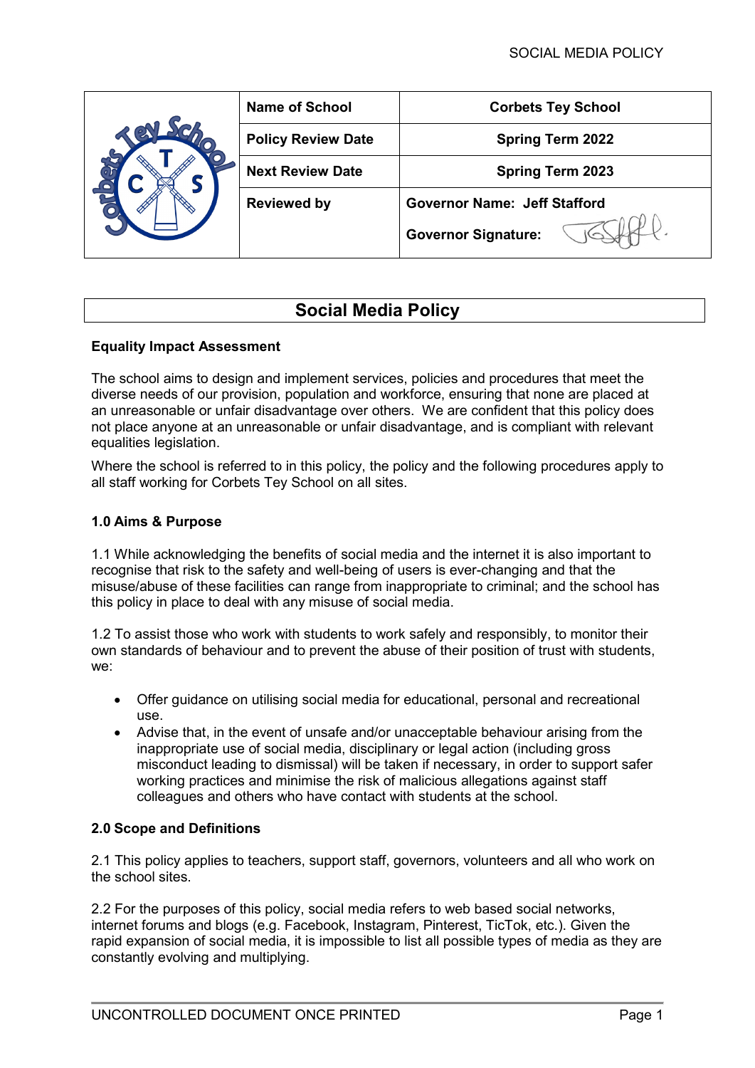| | Name of School | Corbets Tey School |
|---|---|---|
| | Policy Review Date | Spring Term 2022 |
| | Next Review Date | Spring Term 2023 |
| | Reviewed by | Governor Name: Jeff Stafford<br>Governor Signature: |

# Social Media Policy

**Equality Impact Assessment**

The school aims to design and implement services, policies and procedures that meet the diverse needs of our provision, population and workforce, ensuring that none are placed at an unreasonable or unfair disadvantage over others. We are confident that this policy does not place anyone at an unreasonable or unfair disadvantage, and is compliant with relevant equalities legislation.

Where the school is referred to in this policy, the policy and the following procedures apply to all staff working for Corbets Tey School on all sites.

**1.0 Aims & Purpose**

1.1 While acknowledging the benefits of social media and the internet it is also important to recognise that risk to the safety and well-being of users is ever-changing and that the misuse/abuse of these facilities can range from inappropriate to criminal; and the school has this policy in place to deal with any misuse of social media.

1.2 To assist those who work with students to work safely and responsibly, to monitor their own standards of behaviour and to prevent the abuse of their position of trust with students, we:

- Offer guidance on utilising social media for educational, personal and recreational use.
- Advise that, in the event of unsafe and/or unacceptable behaviour arising from the inappropriate use of social media, disciplinary or legal action (including gross misconduct leading to dismissal) will be taken if necessary, in order to support safer working practices and minimise the risk of malicious allegations against staff colleagues and others who have contact with students at the school.

**2.0 Scope and Definitions**

2.1 This policy applies to teachers, support staff, governors, volunteers and all who work on the school sites.

2.2 For the purposes of this policy, social media refers to web based social networks, internet forums and blogs (e.g. Facebook, Instagram, Pinterest, TicTok, etc.). Given the rapid expansion of social media, it is impossible to list all possible types of media as they are constantly evolving and multiplying.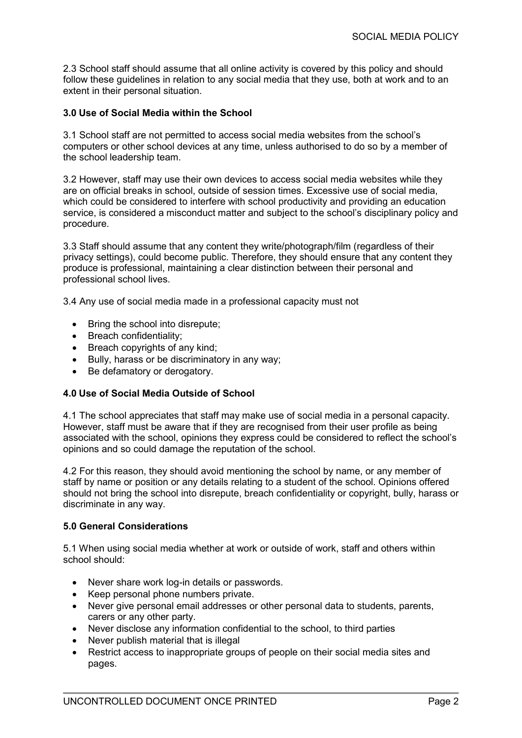2.3 School staff should assume that all online activity is covered by this policy and should follow these guidelines in relation to any social media that they use, both at work and to an extent in their personal situation.

### 3.0 Use of Social Media within the School

3.1 School staff are not permitted to access social media websites from the school's computers or other school devices at any time, unless authorised to do so by a member of the school leadership team.

3.2 However, staff may use their own devices to access social media websites while they are on official breaks in school, outside of session times. Excessive use of social media, which could be considered to interfere with school productivity and providing an education service, is considered a misconduct matter and subject to the school's disciplinary policy and procedure.

3.3 Staff should assume that any content they write/photograph/film (regardless of their privacy settings), could become public. Therefore, they should ensure that any content they produce is professional, maintaining a clear distinction between their personal and professional school lives.

3.4 Any use of social media made in a professional capacity must not

- Bring the school into disrepute;
- Breach confidentiality;
- Breach copyrights of any kind;
- Bully, harass or be discriminatory in any way;
- Be defamatory or derogatory.

### 4.0 Use of Social Media Outside of School

4.1 The school appreciates that staff may make use of social media in a personal capacity. However, staff must be aware that if they are recognised from their user profile as being associated with the school, opinions they express could be considered to reflect the school's opinions and so could damage the reputation of the school.

4.2 For this reason, they should avoid mentioning the school by name, or any member of staff by name or position or any details relating to a student of the school. Opinions offered should not bring the school into disrepute, breach confidentiality or copyright, bully, harass or discriminate in any way.

### 5.0 General Considerations

5.1 When using social media whether at work or outside of work, staff and others within school should:

- Never share work log-in details or passwords.
- Keep personal phone numbers private.
- Never give personal email addresses or other personal data to students, parents, carers or any other party.
- Never disclose any information confidential to the school, to third parties
- Never publish material that is illegal
- Restrict access to inappropriate groups of people on their social media sites and pages.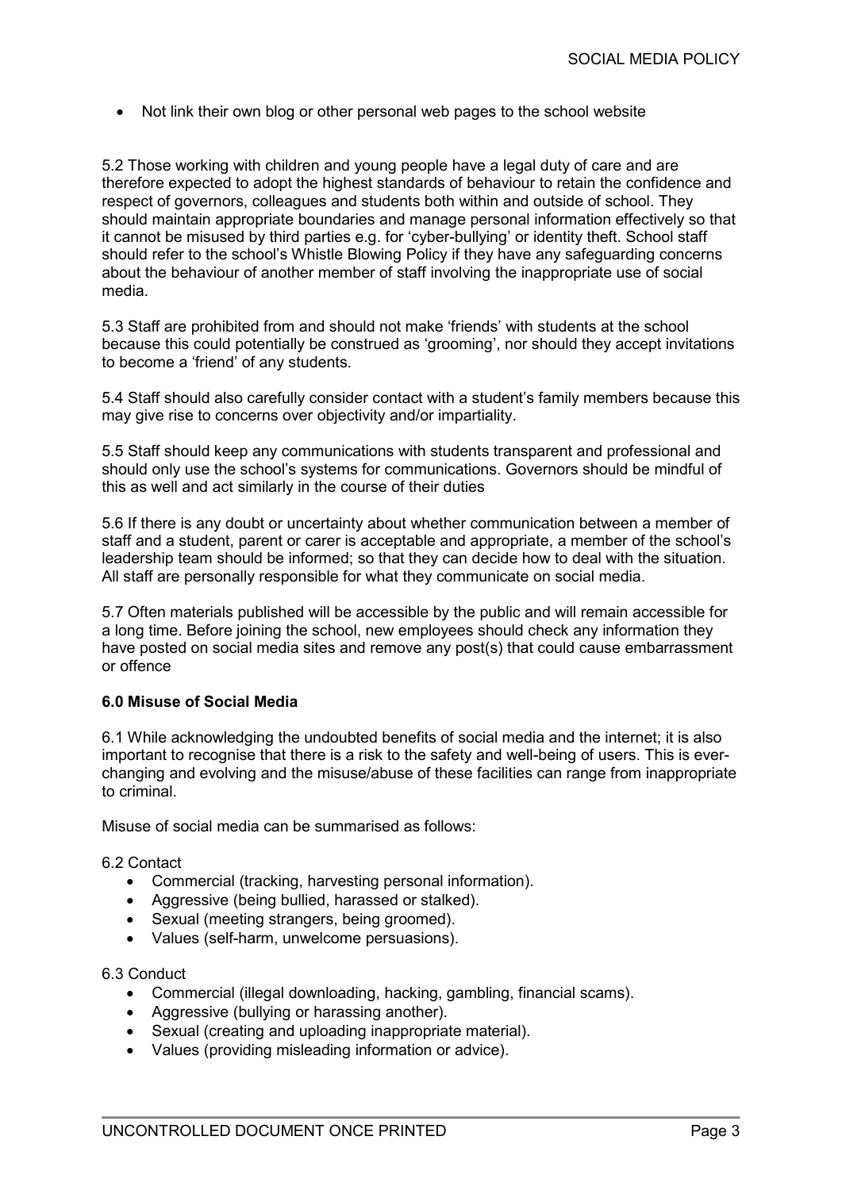- Not link their own blog or other personal web pages to the school website

5.2 Those working with children and young people have a legal duty of care and are therefore expected to adopt the highest standards of behaviour to retain the confidence and respect of governors, colleagues and students both within and outside of school. They should maintain appropriate boundaries and manage personal information effectively so that it cannot be misused by third parties e.g. for 'cyber-bullying' or identity theft. School staff should refer to the school's Whistle Blowing Policy if they have any safeguarding concerns about the behaviour of another member of staff involving the inappropriate use of social media.

5.3 Staff are prohibited from and should not make 'friends' with students at the school because this could potentially be construed as 'grooming', nor should they accept invitations to become a 'friend' of any students.

5.4 Staff should also carefully consider contact with a student's family members because this may give rise to concerns over objectivity and/or impartiality.

5.5 Staff should keep any communications with students transparent and professional and should only use the school's systems for communications. Governors should be mindful of this as well and act similarly in the course of their duties

5.6 If there is any doubt or uncertainty about whether communication between a member of staff and a student, parent or carer is acceptable and appropriate, a member of the school's leadership team should be informed; so that they can decide how to deal with the situation. All staff are personally responsible for what they communicate on social media.

5.7 Often materials published will be accessible by the public and will remain accessible for a long time. Before joining the school, new employees should check any information they have posted on social media sites and remove any post(s) that could cause embarrassment or offence

**6.0 Misuse of Social Media**

6.1 While acknowledging the undoubted benefits of social media and the internet; it is also important to recognise that there is a risk to the safety and well-being of users. This is ever-changing and evolving and the misuse/abuse of these facilities can range from inappropriate to criminal.

Misuse of social media can be summarised as follows:

6.2 Contact

- Commercial (tracking, harvesting personal information).
- Aggressive (being bullied, harassed or stalked).
- Sexual (meeting strangers, being groomed).
- Values (self-harm, unwelcome persuasions).

6.3 Conduct

- Commercial (illegal downloading, hacking, gambling, financial scams).
- Aggressive (bullying or harassing another).
- Sexual (creating and uploading inappropriate material).
- Values (providing misleading information or advice).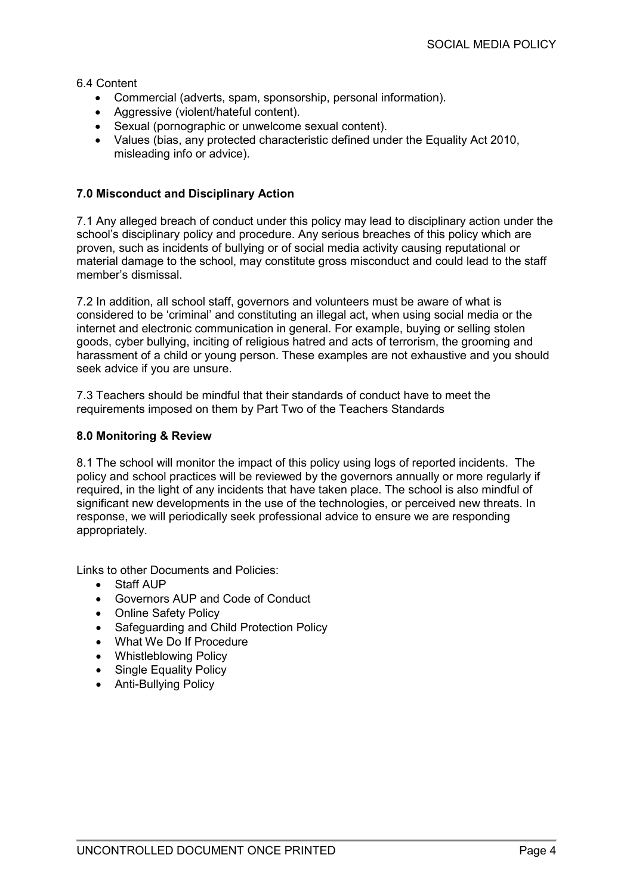6.4 Content

- Commercial (adverts, spam, sponsorship, personal information).
- Aggressive (violent/hateful content).
- Sexual (pornographic or unwelcome sexual content).
- Values (bias, any protected characteristic defined under the Equality Act 2010, misleading info or advice).

## 7.0 Misconduct and Disciplinary Action

7.1 Any alleged breach of conduct under this policy may lead to disciplinary action under the school's disciplinary policy and procedure. Any serious breaches of this policy which are proven, such as incidents of bullying or of social media activity causing reputational or material damage to the school, may constitute gross misconduct and could lead to the staff member's dismissal.

7.2 In addition, all school staff, governors and volunteers must be aware of what is considered to be 'criminal' and constituting an illegal act, when using social media or the internet and electronic communication in general. For example, buying or selling stolen goods, cyber bullying, inciting of religious hatred and acts of terrorism, the grooming and harassment of a child or young person. These examples are not exhaustive and you should seek advice if you are unsure.

7.3 Teachers should be mindful that their standards of conduct have to meet the requirements imposed on them by Part Two of the Teachers Standards

## 8.0 Monitoring & Review

8.1 The school will monitor the impact of this policy using logs of reported incidents. The policy and school practices will be reviewed by the governors annually or more regularly if required, in the light of any incidents that have taken place. The school is also mindful of significant new developments in the use of the technologies, or perceived new threats. In response, we will periodically seek professional advice to ensure we are responding appropriately.

Links to other Documents and Policies:

- Staff AUP
- Governors AUP and Code of Conduct
- Online Safety Policy
- Safeguarding and Child Protection Policy
- What We Do If Procedure
- Whistleblowing Policy
- Single Equality Policy
- Anti-Bullying Policy